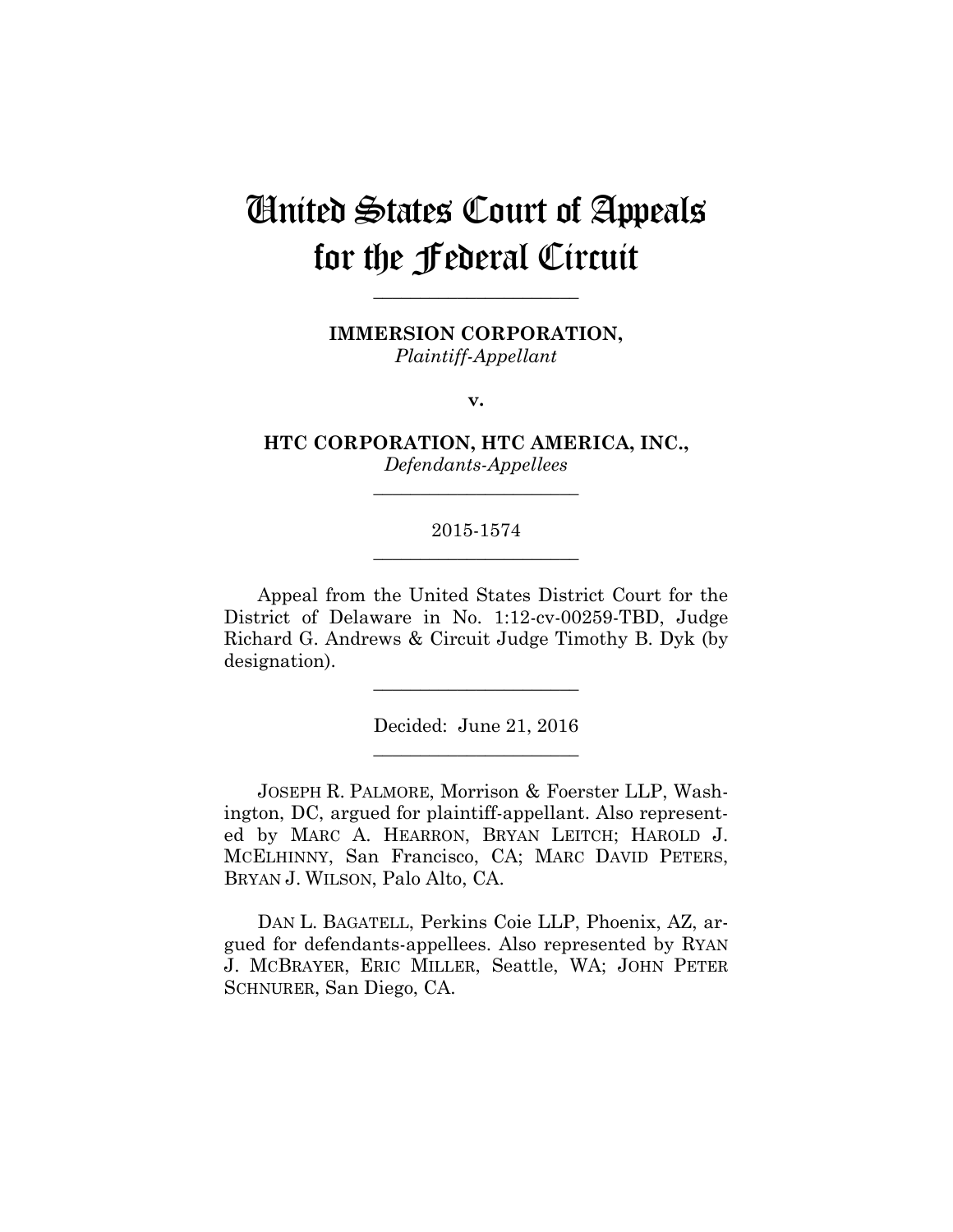# United States Court of Appeals for the Federal Circuit

______________________

**IMMERSION CORPORATION,**
*Plaintiff-Appellant*

**v.**

**HTC CORPORATION, HTC AMERICA, INC.,**
*Defendants-Appellees*

______________________

2015-1574

______________________

Appeal from the United States District Court for the District of Delaware in No. 1:12-cv-00259-TBD, Judge Richard G. Andrews & Circuit Judge Timothy B. Dyk (by designation).

______________________

Decided: June 21, 2016

______________________

JOSEPH R. PALMORE, Morrison & Foerster LLP, Washington, DC, argued for plaintiff-appellant. Also represented by MARC A. HEARRON, BRYAN LEITCH; HAROLD J. MCELHINNY, San Francisco, CA; MARC DAVID PETERS, BRYAN J. WILSON, Palo Alto, CA.

DAN L. BAGATELL, Perkins Coie LLP, Phoenix, AZ, argued for defendants-appellees. Also represented by RYAN J. MCBRAYER, ERIC MILLER, Seattle, WA; JOHN PETER SCHNURER, San Diego, CA.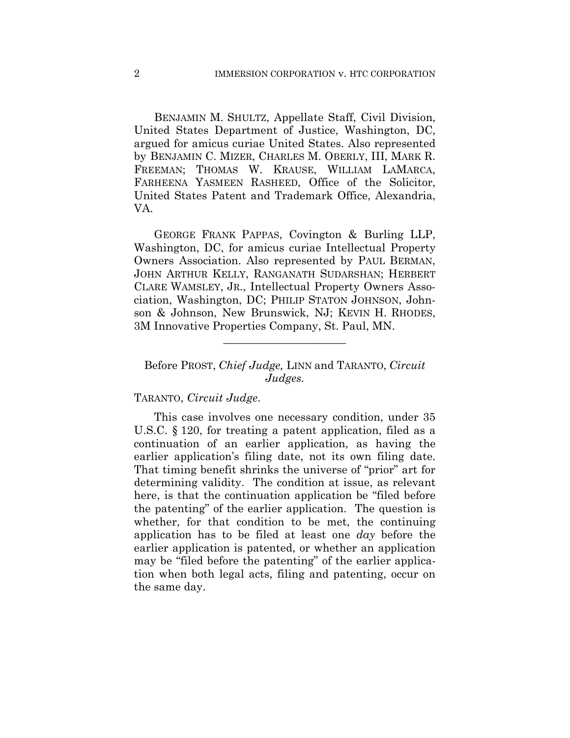BENJAMIN M. SHULTZ, Appellate Staff, Civil Division, United States Department of Justice, Washington, DC, argued for amicus curiae United States. Also represented by BENJAMIN C. MIZER, CHARLES M. OBERLY, III, MARK R. FREEMAN; THOMAS W. KRAUSE, WILLIAM LAMARCA, FARHEENA YASMEEN RASHEED, Office of the Solicitor, United States Patent and Trademark Office, Alexandria, VA.

GEORGE FRANK PAPPAS, Covington & Burling LLP, Washington, DC, for amicus curiae Intellectual Property Owners Association. Also represented by PAUL BERMAN, JOHN ARTHUR KELLY, RANGANATH SUDARSHAN; HERBERT CLARE WAMSLEY, JR., Intellectual Property Owners Association, Washington, DC; PHILIP STATON JOHNSON, Johnson & Johnson, New Brunswick, NJ; KEVIN H. RHODES, 3M Innovative Properties Company, St. Paul, MN.

______________________

Before PROST, *Chief Judge,* LINN and TARANTO, *Circuit Judges.*

TARANTO, *Circuit Judge*.

This case involves one necessary condition, under 35 U.S.C. § 120, for treating a patent application, filed as a continuation of an earlier application, as having the earlier application's filing date, not its own filing date. That timing benefit shrinks the universe of "prior" art for determining validity. The condition at issue, as relevant here, is that the continuation application be "filed before the patenting" of the earlier application. The question is whether, for that condition to be met, the continuing application has to be filed at least one *day* before the earlier application is patented, or whether an application may be "filed before the patenting" of the earlier application when both legal acts, filing and patenting, occur on the same day.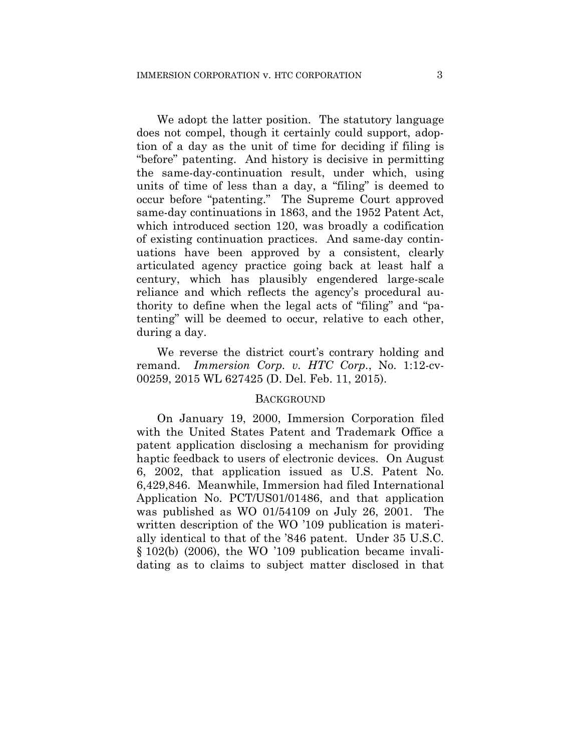We adopt the latter position. The statutory language does not compel, though it certainly could support, adoption of a day as the unit of time for deciding if filing is "before" patenting. And history is decisive in permitting the same-day-continuation result, under which, using units of time of less than a day, a "filing" is deemed to occur before "patenting." The Supreme Court approved same-day continuations in 1863, and the 1952 Patent Act, which introduced section 120, was broadly a codification of existing continuation practices. And same-day continuations have been approved by a consistent, clearly articulated agency practice going back at least half a century, which has plausibly engendered large-scale reliance and which reflects the agency's procedural authority to define when the legal acts of "filing" and "patenting" will be deemed to occur, relative to each other, during a day.

We reverse the district court's contrary holding and remand. *Immersion Corp. v. HTC Corp.*, No. 1:12-cv-00259, 2015 WL 627425 (D. Del. Feb. 11, 2015).

## BACKGROUND

On January 19, 2000, Immersion Corporation filed with the United States Patent and Trademark Office a patent application disclosing a mechanism for providing haptic feedback to users of electronic devices. On August 6, 2002, that application issued as U.S. Patent No. 6,429,846. Meanwhile, Immersion had filed International Application No. PCT/US01/01486, and that application was published as WO 01/54109 on July 26, 2001. The written description of the WO '109 publication is materially identical to that of the '846 patent. Under 35 U.S.C. § 102(b) (2006), the WO '109 publication became invalidating as to claims to subject matter disclosed in that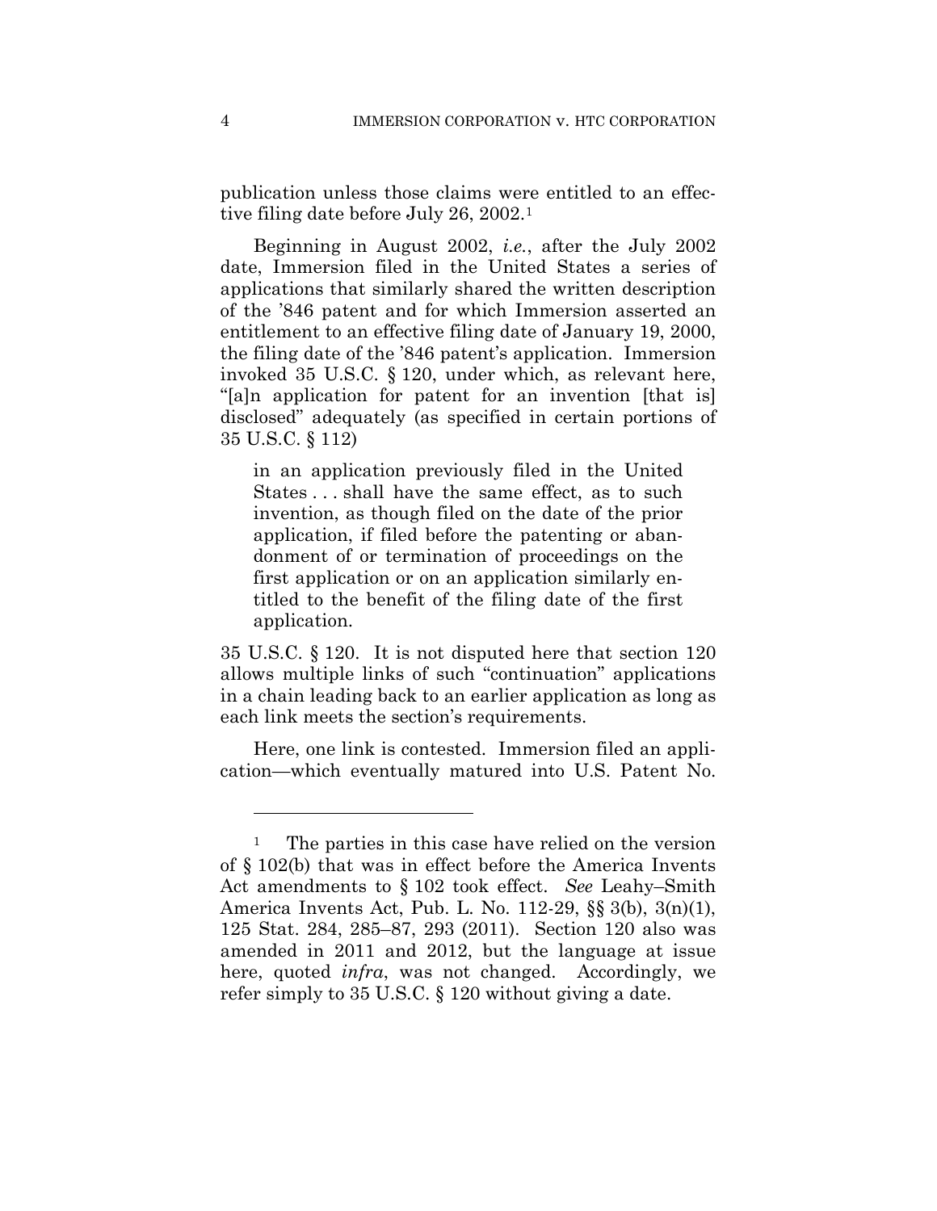publication unless those claims were entitled to an effective filing date before July 26, 2002.[1]

Beginning in August 2002, *i.e.*, after the July 2002 date, Immersion filed in the United States a series of applications that similarly shared the written description of the '846 patent and for which Immersion asserted an entitlement to an effective filing date of January 19, 2000, the filing date of the '846 patent's application. Immersion invoked 35 U.S.C. § 120, under which, as relevant here, "[a]n application for patent for an invention [that is] disclosed" adequately (as specified in certain portions of 35 U.S.C. § 112)

> in an application previously filed in the United States . . . shall have the same effect, as to such invention, as though filed on the date of the prior application, if filed before the patenting or abandonment of or termination of proceedings on the first application or on an application similarly entitled to the benefit of the filing date of the first application.

35 U.S.C. § 120. It is not disputed here that section 120 allows multiple links of such "continuation" applications in a chain leading back to an earlier application as long as each link meets the section's requirements.

Here, one link is contested. Immersion filed an application—which eventually matured into U.S. Patent No.

---

[1] The parties in this case have relied on the version of § 102(b) that was in effect before the America Invents Act amendments to § 102 took effect. *See* Leahy–Smith America Invents Act, Pub. L. No. 112-29, §§ 3(b), 3(n)(1), 125 Stat. 284, 285–87, 293 (2011). Section 120 also was amended in 2011 and 2012, but the language at issue here, quoted *infra*, was not changed. Accordingly, we refer simply to 35 U.S.C. § 120 without giving a date.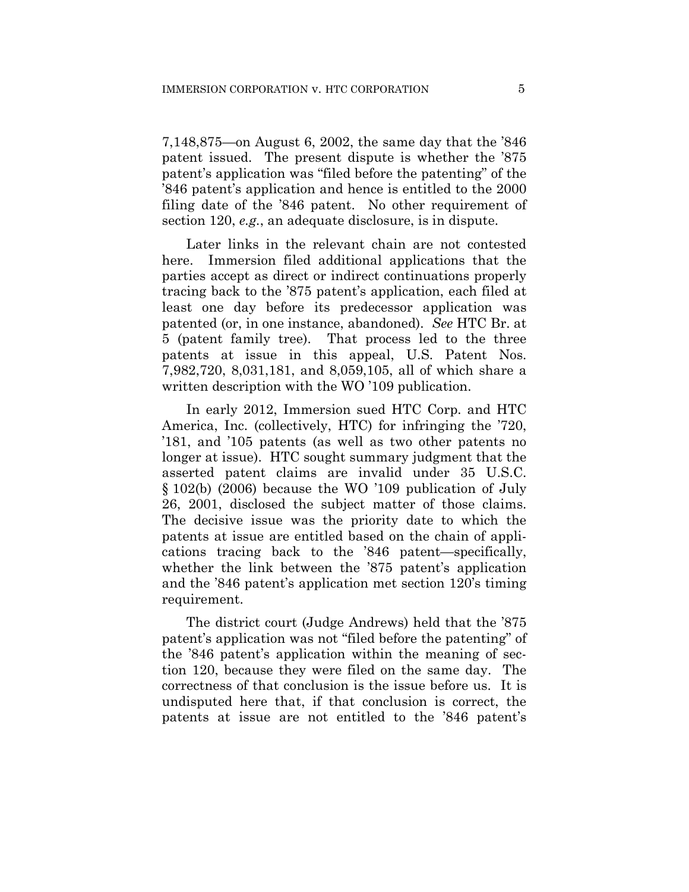7,148,875—on August 6, 2002, the same day that the '846 patent issued. The present dispute is whether the '875 patent's application was "filed before the patenting" of the '846 patent's application and hence is entitled to the 2000 filing date of the '846 patent. No other requirement of section 120, *e.g.*, an adequate disclosure, is in dispute.

Later links in the relevant chain are not contested here. Immersion filed additional applications that the parties accept as direct or indirect continuations properly tracing back to the '875 patent's application, each filed at least one day before its predecessor application was patented (or, in one instance, abandoned). *See* HTC Br. at 5 (patent family tree). That process led to the three patents at issue in this appeal, U.S. Patent Nos. 7,982,720, 8,031,181, and 8,059,105, all of which share a written description with the WO '109 publication.

In early 2012, Immersion sued HTC Corp. and HTC America, Inc. (collectively, HTC) for infringing the '720, '181, and '105 patents (as well as two other patents no longer at issue). HTC sought summary judgment that the asserted patent claims are invalid under 35 U.S.C. § 102(b) (2006) because the WO '109 publication of July 26, 2001, disclosed the subject matter of those claims. The decisive issue was the priority date to which the patents at issue are entitled based on the chain of applications tracing back to the '846 patent—specifically, whether the link between the '875 patent's application and the '846 patent's application met section 120's timing requirement.

The district court (Judge Andrews) held that the '875 patent's application was not "filed before the patenting" of the '846 patent's application within the meaning of section 120, because they were filed on the same day. The correctness of that conclusion is the issue before us. It is undisputed here that, if that conclusion is correct, the patents at issue are not entitled to the '846 patent's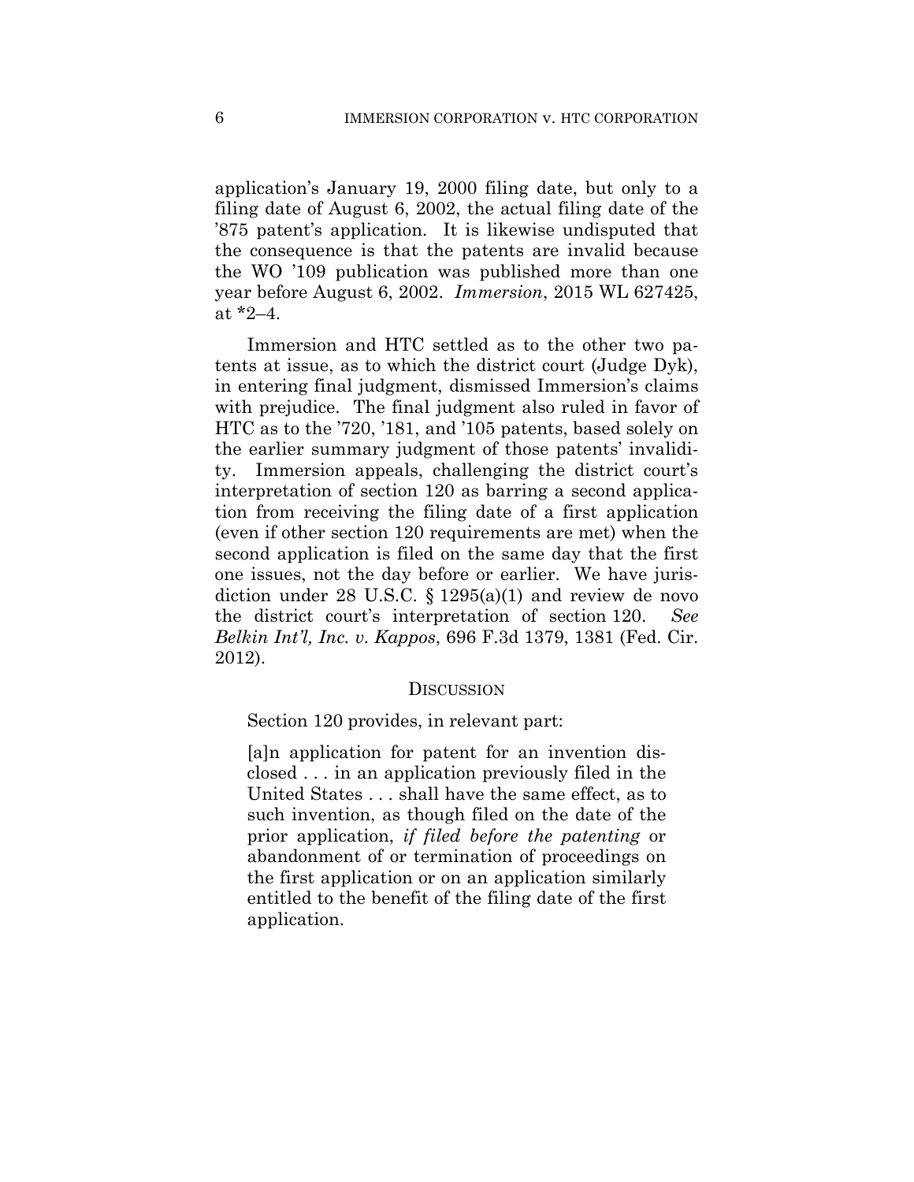application's January 19, 2000 filing date, but only to a filing date of August 6, 2002, the actual filing date of the '875 patent's application. It is likewise undisputed that the consequence is that the patents are invalid because the WO '109 publication was published more than one year before August 6, 2002. *Immersion*, 2015 WL 627425, at *2–4.

Immersion and HTC settled as to the other two patents at issue, as to which the district court (Judge Dyk), in entering final judgment, dismissed Immersion's claims with prejudice. The final judgment also ruled in favor of HTC as to the '720, '181, and '105 patents, based solely on the earlier summary judgment of those patents' invalidity. Immersion appeals, challenging the district court's interpretation of section 120 as barring a second application from receiving the filing date of a first application (even if other section 120 requirements are met) when the second application is filed on the same day that the first one issues, not the day before or earlier. We have jurisdiction under 28 U.S.C. § 1295(a)(1) and review de novo the district court's interpretation of section 120. *See Belkin Int'l, Inc. v. Kappos*, 696 F.3d 1379, 1381 (Fed. Cir. 2012).

## DISCUSSION

Section 120 provides, in relevant part:

> [a]n application for patent for an invention disclosed . . . in an application previously filed in the United States . . . shall have the same effect, as to such invention, as though filed on the date of the prior application, *if filed before the patenting* or abandonment of or termination of proceedings on the first application or on an application similarly entitled to the benefit of the filing date of the first application.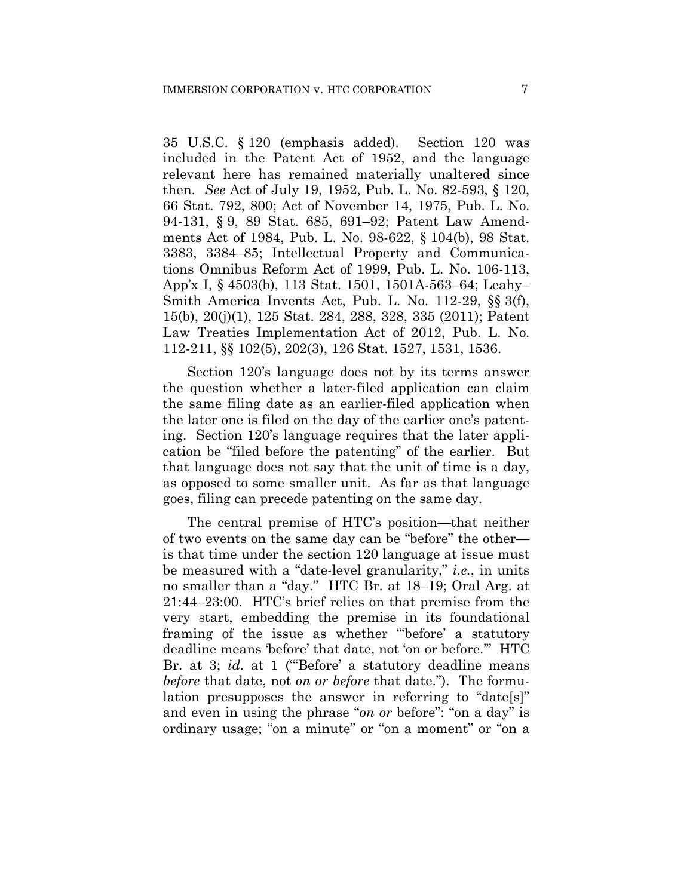35 U.S.C. § 120 (emphasis added). Section 120 was included in the Patent Act of 1952, and the language relevant here has remained materially unaltered since then. *See* Act of July 19, 1952, Pub. L. No. 82-593, § 120, 66 Stat. 792, 800; Act of November 14, 1975, Pub. L. No. 94-131, § 9, 89 Stat. 685, 691–92; Patent Law Amendments Act of 1984, Pub. L. No. 98-622, § 104(b), 98 Stat. 3383, 3384–85; Intellectual Property and Communications Omnibus Reform Act of 1999, Pub. L. No. 106-113, App'x I, § 4503(b), 113 Stat. 1501, 1501A-563–64; Leahy–Smith America Invents Act, Pub. L. No. 112-29, §§ 3(f), 15(b), 20(j)(1), 125 Stat. 284, 288, 328, 335 (2011); Patent Law Treaties Implementation Act of 2012, Pub. L. No. 112-211, §§ 102(5), 202(3), 126 Stat. 1527, 1531, 1536.

Section 120's language does not by its terms answer the question whether a later-filed application can claim the same filing date as an earlier-filed application when the later one is filed on the day of the earlier one's patenting. Section 120's language requires that the later application be "filed before the patenting" of the earlier. But that language does not say that the unit of time is a day, as opposed to some smaller unit. As far as that language goes, filing can precede patenting on the same day.

The central premise of HTC's position—that neither of two events on the same day can be "before" the other—is that time under the section 120 language at issue must be measured with a "date-level granularity," *i.e.*, in units no smaller than a "day." HTC Br. at 18–19; Oral Arg. at 21:44–23:00. HTC's brief relies on that premise from the very start, embedding the premise in its foundational framing of the issue as whether "'before' a statutory deadline means 'before' that date, not 'on or before.'" HTC Br. at 3; *id.* at 1 ("'Before' a statutory deadline means *before* that date, not *on or before* that date."). The formulation presupposes the answer in referring to "date[s]" and even in using the phrase "*on or* before": "on a day" is ordinary usage; "on a minute" or "on a moment" or "on a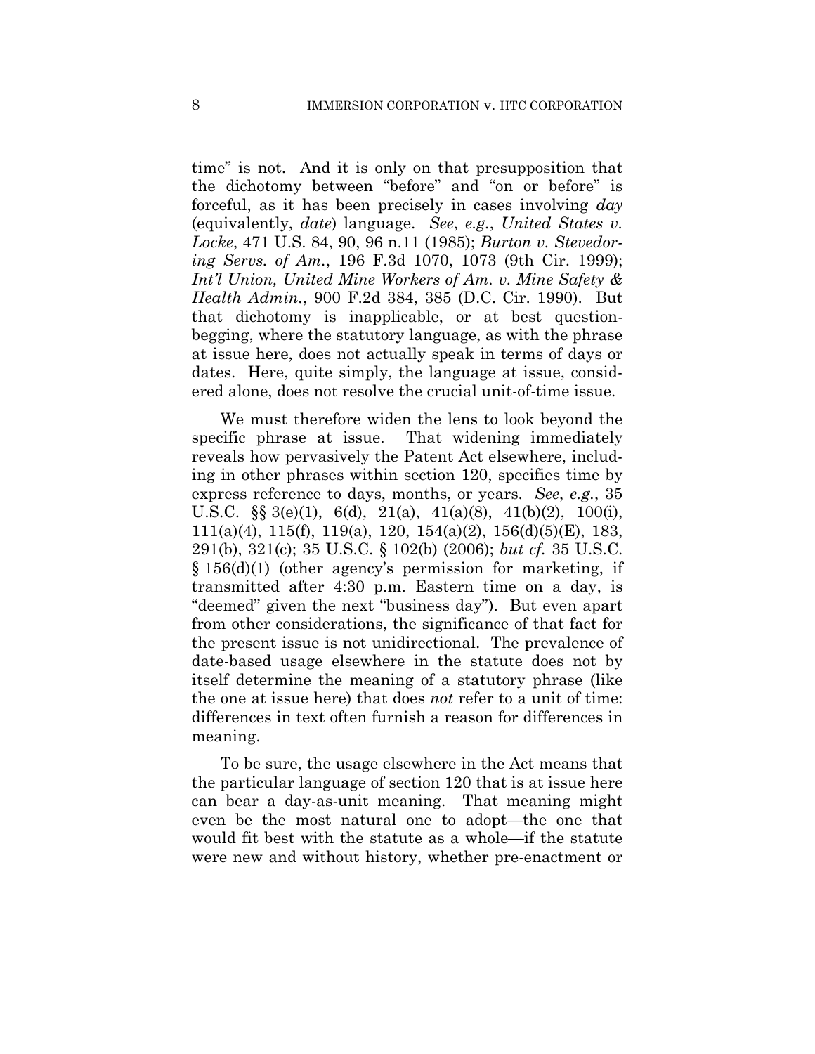time" is not. And it is only on that presupposition that the dichotomy between "before" and "on or before" is forceful, as it has been precisely in cases involving *day* (equivalently, *date*) language. *See*, *e.g.*, *United States v. Locke*, 471 U.S. 84, 90, 96 n.11 (1985); *Burton v. Stevedoring Servs. of Am.*, 196 F.3d 1070, 1073 (9th Cir. 1999); *Int'l Union, United Mine Workers of Am. v. Mine Safety & Health Admin.*, 900 F.2d 384, 385 (D.C. Cir. 1990). But that dichotomy is inapplicable, or at best question-begging, where the statutory language, as with the phrase at issue here, does not actually speak in terms of days or dates. Here, quite simply, the language at issue, considered alone, does not resolve the crucial unit-of-time issue.

We must therefore widen the lens to look beyond the specific phrase at issue. That widening immediately reveals how pervasively the Patent Act elsewhere, including in other phrases within section 120, specifies time by express reference to days, months, or years. *See*, *e.g.*, 35 U.S.C. §§ 3(e)(1), 6(d), 21(a), 41(a)(8), 41(b)(2), 100(i), 111(a)(4), 115(f), 119(a), 120, 154(a)(2), 156(d)(5)(E), 183, 291(b), 321(c); 35 U.S.C. § 102(b) (2006); *but cf.* 35 U.S.C. § 156(d)(1) (other agency's permission for marketing, if transmitted after 4:30 p.m. Eastern time on a day, is "deemed" given the next "business day"). But even apart from other considerations, the significance of that fact for the present issue is not unidirectional. The prevalence of date-based usage elsewhere in the statute does not by itself determine the meaning of a statutory phrase (like the one at issue here) that does *not* refer to a unit of time: differences in text often furnish a reason for differences in meaning.

To be sure, the usage elsewhere in the Act means that the particular language of section 120 that is at issue here can bear a day-as-unit meaning. That meaning might even be the most natural one to adopt—the one that would fit best with the statute as a whole—if the statute were new and without history, whether pre-enactment or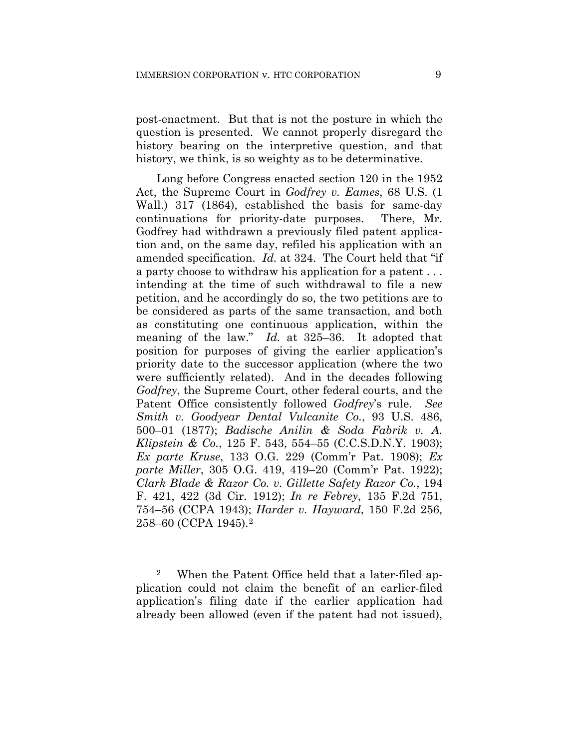post-enactment. But that is not the posture in which the question is presented. We cannot properly disregard the history bearing on the interpretive question, and that history, we think, is so weighty as to be determinative.

Long before Congress enacted section 120 in the 1952 Act, the Supreme Court in *Godfrey v. Eames*, 68 U.S. (1 Wall.) 317 (1864), established the basis for same-day continuations for priority-date purposes. There, Mr. Godfrey had withdrawn a previously filed patent application and, on the same day, refiled his application with an amended specification. *Id.* at 324. The Court held that "if a party choose to withdraw his application for a patent . . . intending at the time of such withdrawal to file a new petition, and he accordingly do so, the two petitions are to be considered as parts of the same transaction, and both as constituting one continuous application, within the meaning of the law." *Id.* at 325–36. It adopted that position for purposes of giving the earlier application's priority date to the successor application (where the two were sufficiently related). And in the decades following *Godfrey*, the Supreme Court, other federal courts, and the Patent Office consistently followed *Godfrey*'s rule. *See Smith v. Goodyear Dental Vulcanite Co.*, 93 U.S. 486, 500–01 (1877); *Badische Anilin & Soda Fabrik v. A. Klipstein & Co.*, 125 F. 543, 554–55 (C.C.S.D.N.Y. 1903); *Ex parte Kruse*, 133 O.G. 229 (Comm'r Pat. 1908); *Ex parte Miller*, 305 O.G. 419, 419–20 (Comm'r Pat. 1922); *Clark Blade & Razor Co. v. Gillette Safety Razor Co.*, 194 F. 421, 422 (3d Cir. 1912); *In re Febrey*, 135 F.2d 751, 754–56 (CCPA 1943); *Harder v. Hayward*, 150 F.2d 256, 258–60 (CCPA 1945).[2]

---

[2] When the Patent Office held that a later-filed application could not claim the benefit of an earlier-filed application's filing date if the earlier application had already been allowed (even if the patent had not issued),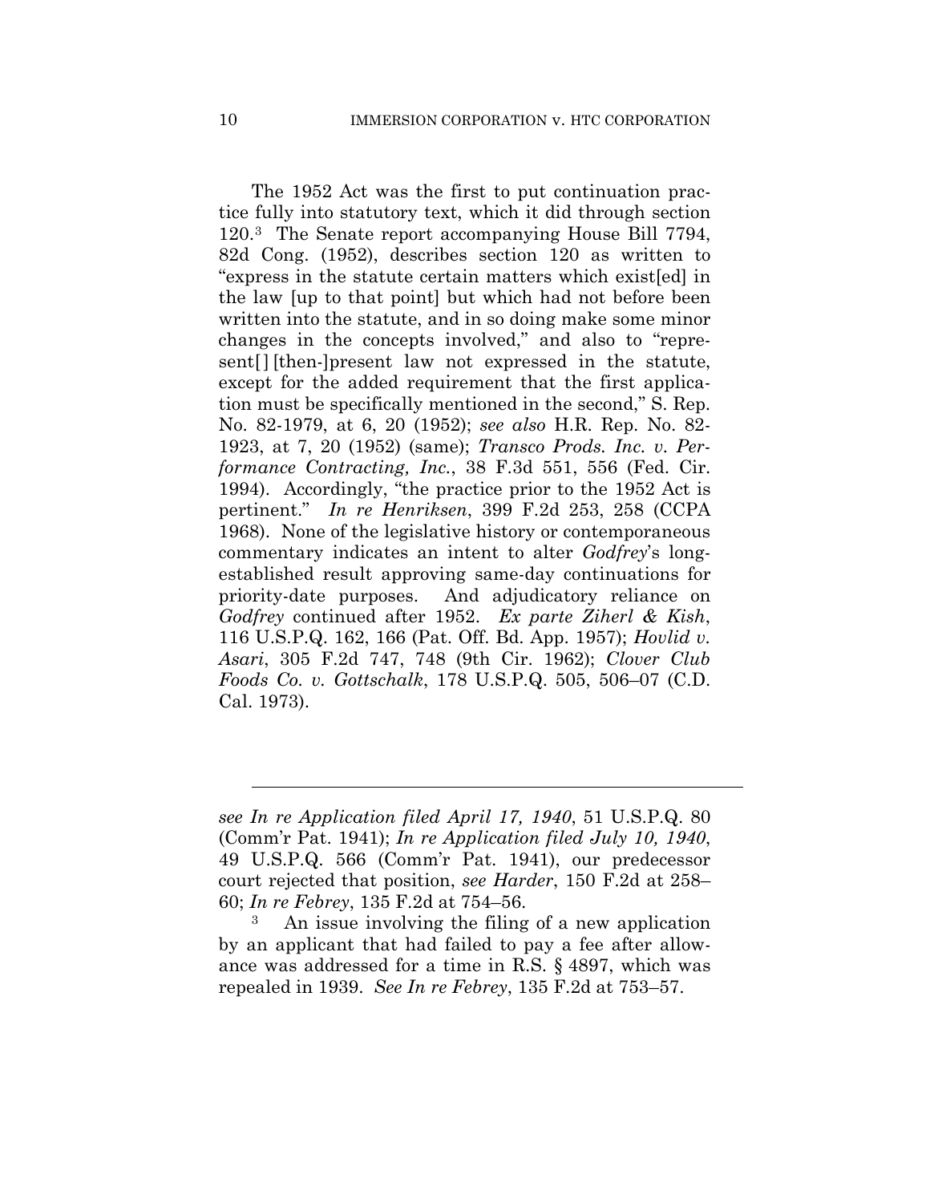The 1952 Act was the first to put continuation practice fully into statutory text, which it did through section 120.[3] The Senate report accompanying House Bill 7794, 82d Cong. (1952), describes section 120 as written to "express in the statute certain matters which exist[ed] in the law [up to that point] but which had not before been written into the statute, and in so doing make some minor changes in the concepts involved," and also to "represent[] [then-]present law not expressed in the statute, except for the added requirement that the first application must be specifically mentioned in the second," S. Rep. No. 82-1979, at 6, 20 (1952); *see also* H.R. Rep. No. 82-1923, at 7, 20 (1952) (same); *Transco Prods. Inc. v. Performance Contracting, Inc.*, 38 F.3d 551, 556 (Fed. Cir. 1994). Accordingly, "the practice prior to the 1952 Act is pertinent." *In re Henriksen*, 399 F.2d 253, 258 (CCPA 1968). None of the legislative history or contemporaneous commentary indicates an intent to alter *Godfrey*'s long-established result approving same-day continuations for priority-date purposes. And adjudicatory reliance on *Godfrey* continued after 1952. *Ex parte Ziherl & Kish*, 116 U.S.P.Q. 162, 166 (Pat. Off. Bd. App. 1957); *Hovlid v. Asari*, 305 F.2d 747, 748 (9th Cir. 1962); *Clover Club Foods Co. v. Gottschalk*, 178 U.S.P.Q. 505, 506–07 (C.D. Cal. 1973).

---

*see In re Application filed April 17, 1940*, 51 U.S.P.Q. 80 (Comm'r Pat. 1941); *In re Application filed July 10, 1940*, 49 U.S.P.Q. 566 (Comm'r Pat. 1941), our predecessor court rejected that position, *see Harder*, 150 F.2d at 258–60; *In re Febrey*, 135 F.2d at 754–56.

[3] An issue involving the filing of a new application by an applicant that had failed to pay a fee after allowance was addressed for a time in R.S. § 4897, which was repealed in 1939. *See In re Febrey*, 135 F.2d at 753–57.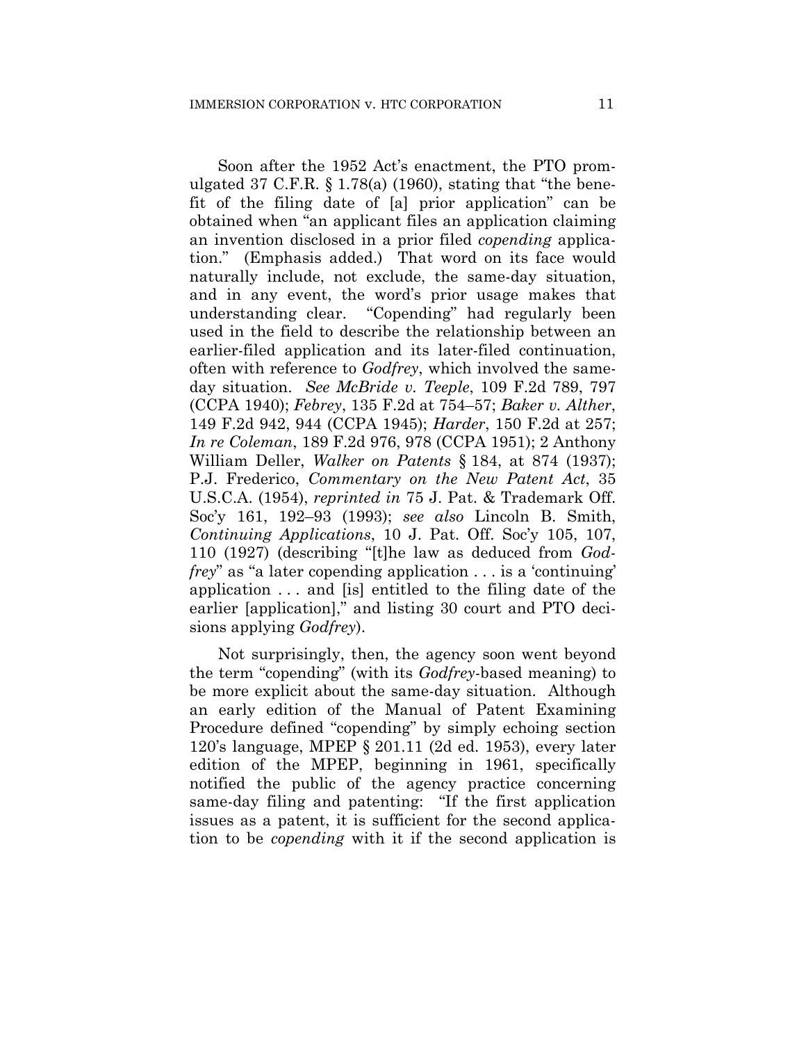Soon after the 1952 Act's enactment, the PTO promulgated 37 C.F.R. § 1.78(a) (1960), stating that "the benefit of the filing date of [a] prior application" can be obtained when "an applicant files an application claiming an invention disclosed in a prior filed *copending* application." (Emphasis added.) That word on its face would naturally include, not exclude, the same-day situation, and in any event, the word's prior usage makes that understanding clear. "Copending" had regularly been used in the field to describe the relationship between an earlier-filed application and its later-filed continuation, often with reference to *Godfrey*, which involved the same-day situation. *See McBride v. Teeple*, 109 F.2d 789, 797 (CCPA 1940); *Febrey*, 135 F.2d at 754–57; *Baker v. Alther*, 149 F.2d 942, 944 (CCPA 1945); *Harder*, 150 F.2d at 257; *In re Coleman*, 189 F.2d 976, 978 (CCPA 1951); 2 Anthony William Deller, *Walker on Patents* § 184, at 874 (1937); P.J. Frederico, *Commentary on the New Patent Act*, 35 U.S.C.A. (1954), *reprinted in* 75 J. Pat. & Trademark Off. Soc'y 161, 192–93 (1993); *see also* Lincoln B. Smith, *Continuing Applications*, 10 J. Pat. Off. Soc'y 105, 107, 110 (1927) (describing "[t]he law as deduced from *Godfrey*" as "a later copending application . . . is a 'continuing' application . . . and [is] entitled to the filing date of the earlier [application]," and listing 30 court and PTO decisions applying *Godfrey*).

Not surprisingly, then, the agency soon went beyond the term "copending" (with its *Godfrey*-based meaning) to be more explicit about the same-day situation. Although an early edition of the Manual of Patent Examining Procedure defined "copending" by simply echoing section 120's language, MPEP § 201.11 (2d ed. 1953), every later edition of the MPEP, beginning in 1961, specifically notified the public of the agency practice concerning same-day filing and patenting: "If the first application issues as a patent, it is sufficient for the second application to be *copending* with it if the second application is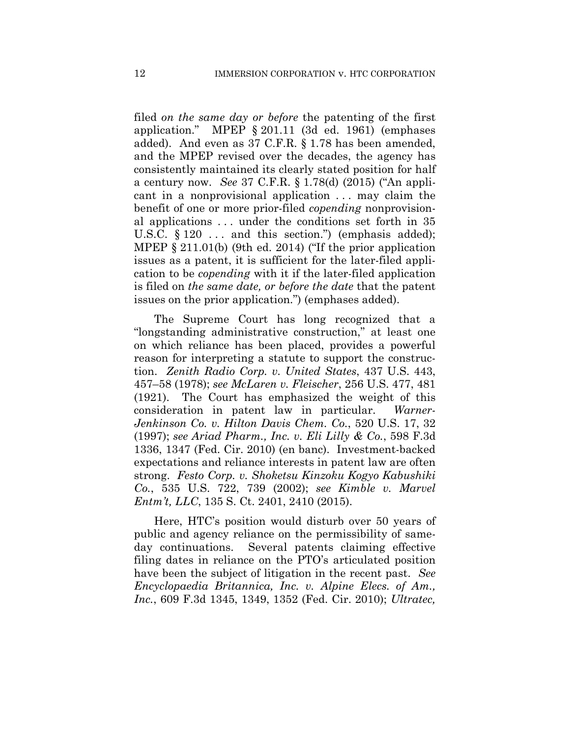filed *on the same day or before* the patenting of the first application." MPEP § 201.11 (3d ed. 1961) (emphases added). And even as 37 C.F.R. § 1.78 has been amended, and the MPEP revised over the decades, the agency has consistently maintained its clearly stated position for half a century now. *See* 37 C.F.R. § 1.78(d) (2015) ("An applicant in a nonprovisional application . . . may claim the benefit of one or more prior-filed *copending* nonprovisional applications . . . under the conditions set forth in 35 U.S.C. § 120 . . . and this section.") (emphasis added); MPEP § 211.01(b) (9th ed. 2014) ("If the prior application issues as a patent, it is sufficient for the later-filed application to be *copending* with it if the later-filed application is filed on *the same date, or before the date* that the patent issues on the prior application.") (emphases added).

The Supreme Court has long recognized that a "longstanding administrative construction," at least one on which reliance has been placed, provides a powerful reason for interpreting a statute to support the construction. *Zenith Radio Corp. v. United States*, 437 U.S. 443, 457–58 (1978); *see McLaren v. Fleischer*, 256 U.S. 477, 481 (1921). The Court has emphasized the weight of this consideration in patent law in particular. *Warner-Jenkinson Co. v. Hilton Davis Chem. Co.*, 520 U.S. 17, 32 (1997); *see Ariad Pharm., Inc. v. Eli Lilly & Co.*, 598 F.3d 1336, 1347 (Fed. Cir. 2010) (en banc). Investment-backed expectations and reliance interests in patent law are often strong. *Festo Corp. v. Shoketsu Kinzoku Kogyo Kabushiki Co.*, 535 U.S. 722, 739 (2002); *see Kimble v. Marvel Entm't, LLC*, 135 S. Ct. 2401, 2410 (2015).

Here, HTC's position would disturb over 50 years of public and agency reliance on the permissibility of same-day continuations. Several patents claiming effective filing dates in reliance on the PTO's articulated position have been the subject of litigation in the recent past. *See Encyclopaedia Britannica, Inc. v. Alpine Elecs. of Am., Inc.*, 609 F.3d 1345, 1349, 1352 (Fed. Cir. 2010); *Ultratec,*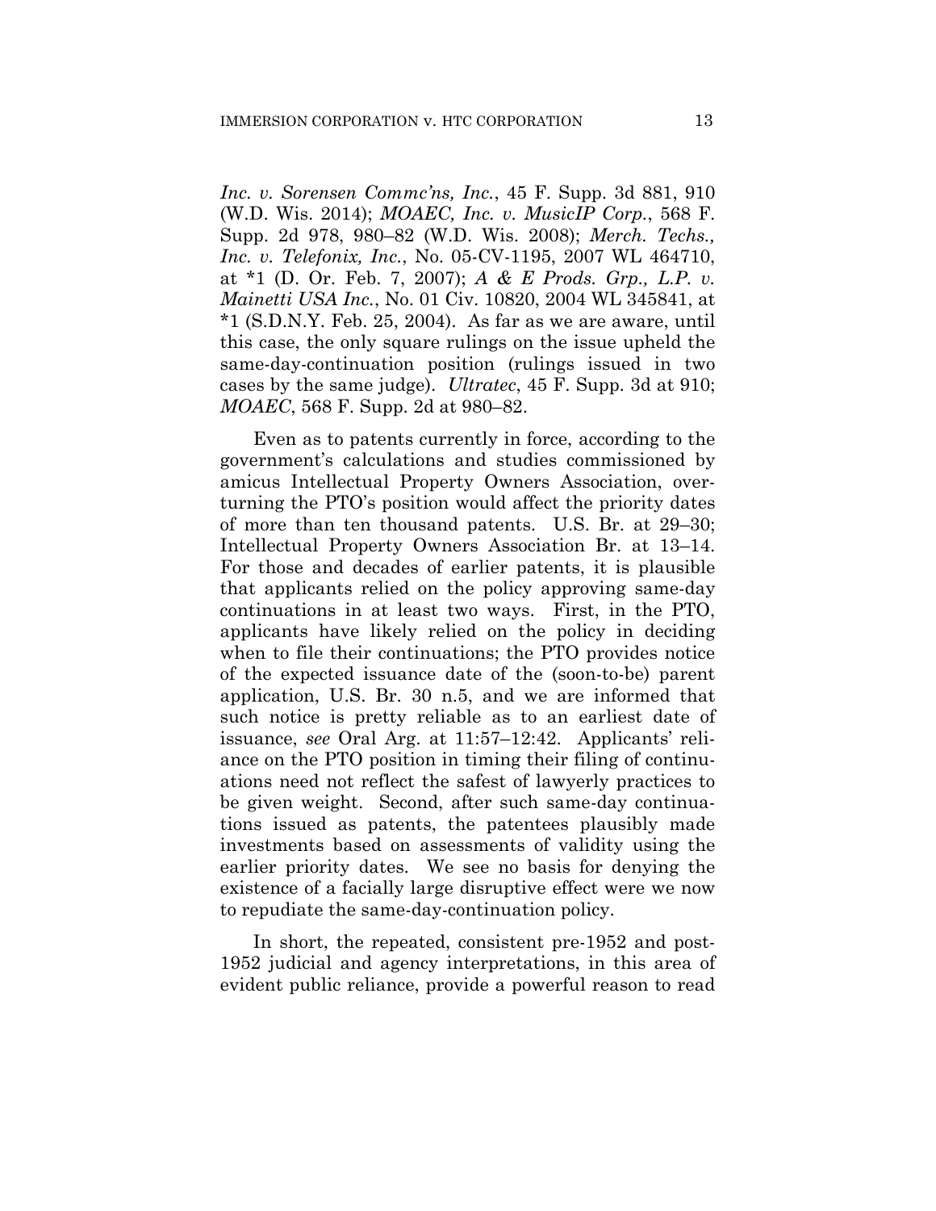*Inc. v. Sorensen Commc'ns, Inc.*, 45 F. Supp. 3d 881, 910 (W.D. Wis. 2014); *MOAEC, Inc. v. MusicIP Corp.*, 568 F. Supp. 2d 978, 980–82 (W.D. Wis. 2008); *Merch. Techs., Inc. v. Telefonix, Inc.*, No. 05-CV-1195, 2007 WL 464710, at *1 (D. Or. Feb. 7, 2007); *A & E Prods. Grp., L.P. v. Mainetti USA Inc.*, No. 01 Civ. 10820, 2004 WL 345841, at *1 (S.D.N.Y. Feb. 25, 2004). As far as we are aware, until this case, the only square rulings on the issue upheld the same-day-continuation position (rulings issued in two cases by the same judge). *Ultratec*, 45 F. Supp. 3d at 910; *MOAEC*, 568 F. Supp. 2d at 980–82.

Even as to patents currently in force, according to the government's calculations and studies commissioned by amicus Intellectual Property Owners Association, overturning the PTO's position would affect the priority dates of more than ten thousand patents. U.S. Br. at 29–30; Intellectual Property Owners Association Br. at 13–14. For those and decades of earlier patents, it is plausible that applicants relied on the policy approving same-day continuations in at least two ways. First, in the PTO, applicants have likely relied on the policy in deciding when to file their continuations; the PTO provides notice of the expected issuance date of the (soon-to-be) parent application, U.S. Br. 30 n.5, and we are informed that such notice is pretty reliable as to an earliest date of issuance, *see* Oral Arg. at 11:57–12:42. Applicants' reliance on the PTO position in timing their filing of continuations need not reflect the safest of lawyerly practices to be given weight. Second, after such same-day continuations issued as patents, the patentees plausibly made investments based on assessments of validity using the earlier priority dates. We see no basis for denying the existence of a facially large disruptive effect were we now to repudiate the same-day-continuation policy.

In short, the repeated, consistent pre-1952 and post-1952 judicial and agency interpretations, in this area of evident public reliance, provide a powerful reason to read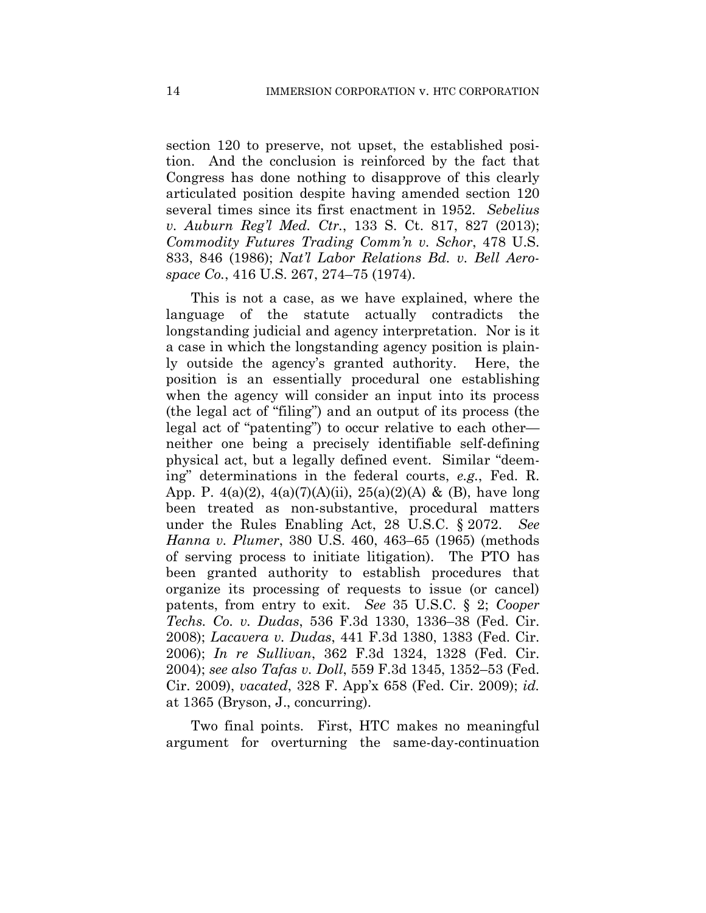section 120 to preserve, not upset, the established position. And the conclusion is reinforced by the fact that Congress has done nothing to disapprove of this clearly articulated position despite having amended section 120 several times since its first enactment in 1952. *Sebelius v. Auburn Reg'l Med. Ctr.*, 133 S. Ct. 817, 827 (2013); *Commodity Futures Trading Comm'n v. Schor*, 478 U.S. 833, 846 (1986); *Nat'l Labor Relations Bd. v. Bell Aerospace Co.*, 416 U.S. 267, 274–75 (1974).

This is not a case, as we have explained, where the language of the statute actually contradicts the longstanding judicial and agency interpretation. Nor is it a case in which the longstanding agency position is plainly outside the agency's granted authority. Here, the position is an essentially procedural one establishing when the agency will consider an input into its process (the legal act of "filing") and an output of its process (the legal act of "patenting") to occur relative to each other—neither one being a precisely identifiable self-defining physical act, but a legally defined event. Similar "deeming" determinations in the federal courts, *e.g.*, Fed. R. App. P. 4(a)(2), 4(a)(7)(A)(ii), 25(a)(2)(A) & (B), have long been treated as non-substantive, procedural matters under the Rules Enabling Act, 28 U.S.C. § 2072. *See Hanna v. Plumer*, 380 U.S. 460, 463–65 (1965) (methods of serving process to initiate litigation). The PTO has been granted authority to establish procedures that organize its processing of requests to issue (or cancel) patents, from entry to exit. *See* 35 U.S.C. § 2; *Cooper Techs. Co. v. Dudas*, 536 F.3d 1330, 1336–38 (Fed. Cir. 2008); *Lacavera v. Dudas*, 441 F.3d 1380, 1383 (Fed. Cir. 2006); *In re Sullivan*, 362 F.3d 1324, 1328 (Fed. Cir. 2004); *see also Tafas v. Doll*, 559 F.3d 1345, 1352–53 (Fed. Cir. 2009), *vacated*, 328 F. App'x 658 (Fed. Cir. 2009); *id.* at 1365 (Bryson, J., concurring).

Two final points. First, HTC makes no meaningful argument for overturning the same-day-continuation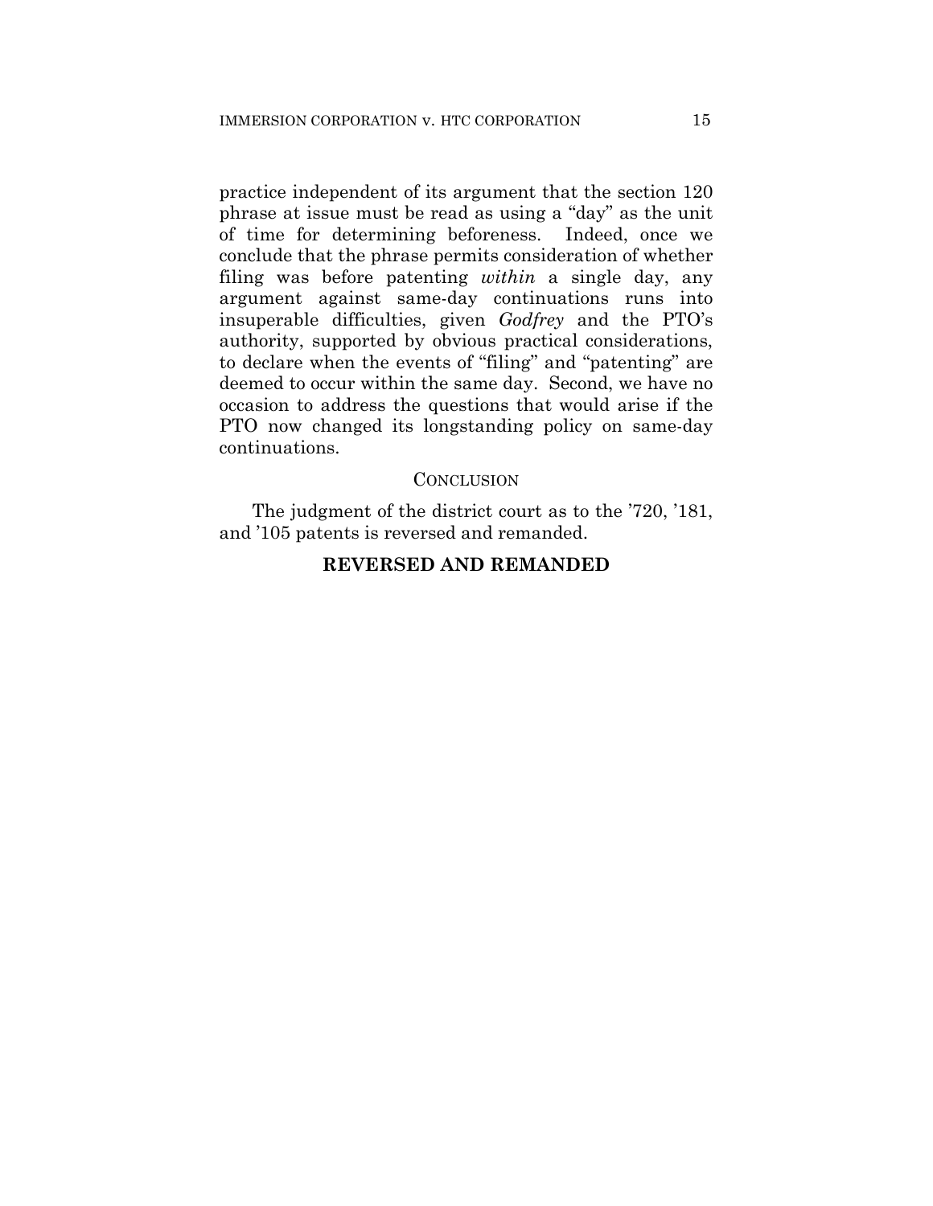practice independent of its argument that the section 120 phrase at issue must be read as using a "day" as the unit of time for determining beforeness. Indeed, once we conclude that the phrase permits consideration of whether filing was before patenting *within* a single day, any argument against same-day continuations runs into insuperable difficulties, given *Godfrey* and the PTO's authority, supported by obvious practical considerations, to declare when the events of "filing" and "patenting" are deemed to occur within the same day. Second, we have no occasion to address the questions that would arise if the PTO now changed its longstanding policy on same-day continuations.

## CONCLUSION

The judgment of the district court as to the '720, '181, and '105 patents is reversed and remanded.

**REVERSED AND REMANDED**